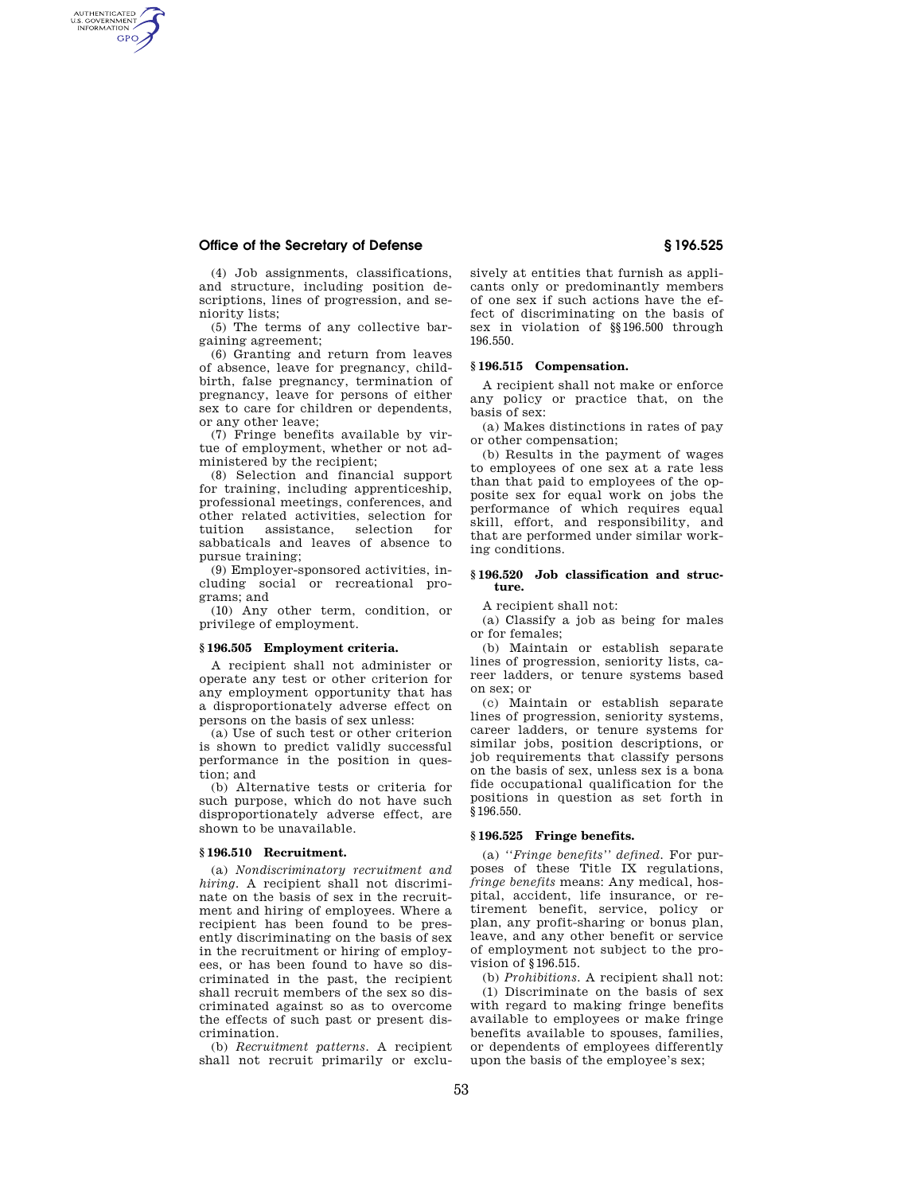(4) Job assignments, classifications, and structure, including position descriptions, lines of progression, and seniority lists;

(5) The terms of any collective bargaining agreement;

(6) Granting and return from leaves of absence, leave for pregnancy, childbirth, false pregnancy, termination of pregnancy, leave for persons of either sex to care for children or dependents, or any other leave;

(7) Fringe benefits available by virtue of employment, whether or not administered by the recipient;

(8) Selection and financial support for training, including apprenticeship, professional meetings, conferences, and other related activities, selection for tuition assistance, selection for sabbaticals and leaves of absence to pursue training;

(9) Employer-sponsored activities, including social or recreational programs; and

(10) Any other term, condition, or privilege of employment.

### § 196.505 Employment criteria.

A recipient shall not administer or operate any test or other criterion for any employment opportunity that has a disproportionately adverse effect on persons on the basis of sex unless:

(a) Use of such test or other criterion is shown to predict validly successful performance in the position in question; and

(b) Alternative tests or criteria for such purpose, which do not have such disproportionately adverse effect, are shown to be unavailable.

### § 196.510 Recruitment.

(a) *Nondiscriminatory recruitment and hiring.* A recipient shall not discriminate on the basis of sex in the recruitment and hiring of employees. Where a recipient has been found to be presently discriminating on the basis of sex in the recruitment or hiring of employees, or has been found to have so discriminated in the past, the recipient shall recruit members of the sex so discriminated against so as to overcome the effects of such past or present discrimination.

(b) *Recruitment patterns.* A recipient shall not recruit primarily or exclusively at entities that furnish as applicants only or predominantly members of one sex if such actions have the effect of discriminating on the basis of sex in violation of §§ 196.500 through 196.550.

### § 196.515 Compensation.

A recipient shall not make or enforce any policy or practice that, on the basis of sex:

(a) Makes distinctions in rates of pay or other compensation;

(b) Results in the payment of wages to employees of one sex at a rate less than that paid to employees of the opposite sex for equal work on jobs the performance of which requires equal skill, effort, and responsibility, and that are performed under similar working conditions.

### § 196.520 Job classification and structure.

A recipient shall not:

(a) Classify a job as being for males or for females;

(b) Maintain or establish separate lines of progression, seniority lists, career ladders, or tenure systems based on sex; or

(c) Maintain or establish separate lines of progression, seniority systems, career ladders, or tenure systems for similar jobs, position descriptions, or job requirements that classify persons on the basis of sex, unless sex is a bona fide occupational qualification for the positions in question as set forth in § 196.550.

### § 196.525 Fringe benefits.

(a) *''Fringe benefits'' defined.* For purposes of these Title IX regulations, *fringe benefits* means: Any medical, hospital, accident, life insurance, or retirement benefit, service, policy or plan, any profit-sharing or bonus plan, leave, and any other benefit or service of employment not subject to the provision of § 196.515.

(b) *Prohibitions.* A recipient shall not:

(1) Discriminate on the basis of sex with regard to making fringe benefits available to employees or make fringe benefits available to spouses, families, or dependents of employees differently upon the basis of the employee's sex;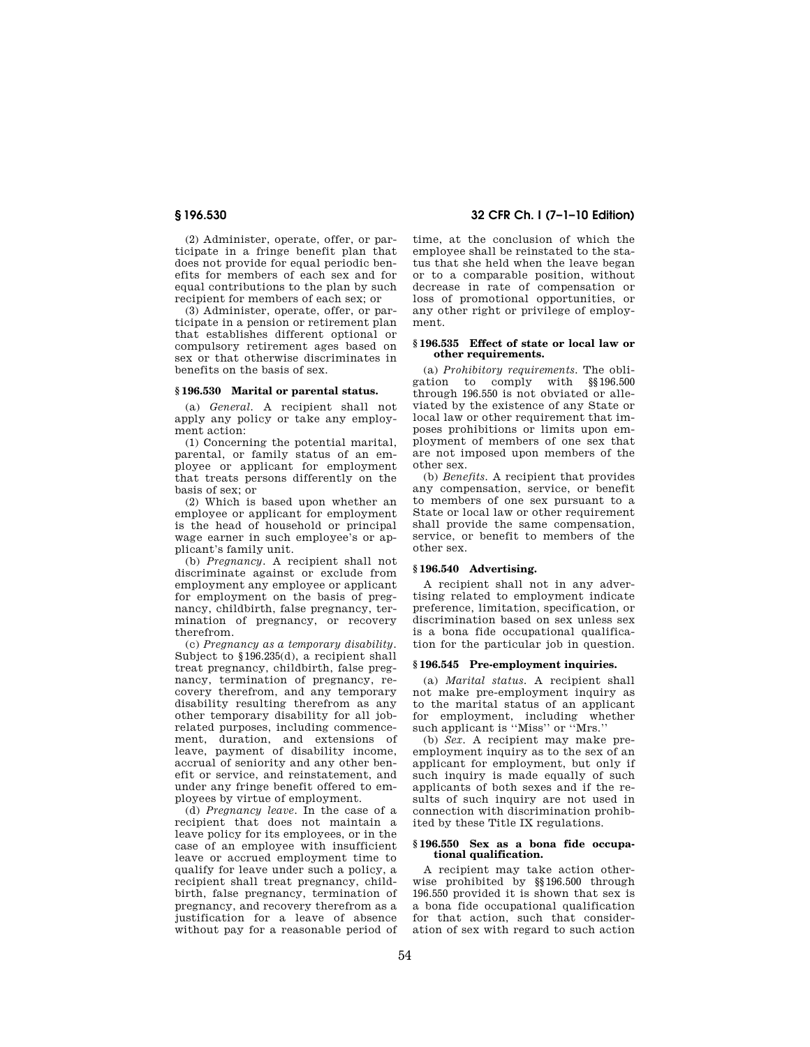(2) Administer, operate, offer, or participate in a fringe benefit plan that does not provide for equal periodic benefits for members of each sex and for equal contributions to the plan by such recipient for members of each sex; or

(3) Administer, operate, offer, or participate in a pension or retirement plan that establishes different optional or compulsory retirement ages based on sex or that otherwise discriminates in benefits on the basis of sex.

### § 196.530 Marital or parental status.

(a) *General.* A recipient shall not apply any policy or take any employment action:

(1) Concerning the potential marital, parental, or family status of an employee or applicant for employment that treats persons differently on the basis of sex; or

(2) Which is based upon whether an employee or applicant for employment is the head of household or principal wage earner in such employee's or applicant's family unit.

(b) *Pregnancy.* A recipient shall not discriminate against or exclude from employment any employee or applicant for employment on the basis of pregnancy, childbirth, false pregnancy, termination of pregnancy, or recovery therefrom.

(c) *Pregnancy as a temporary disability.* Subject to §196.235(d), a recipient shall treat pregnancy, childbirth, false pregnancy, termination of pregnancy, recovery therefrom, and any temporary disability resulting therefrom as any other temporary disability for all job-related purposes, including commencement, duration, and extensions of leave, payment of disability income, accrual of seniority and any other benefit or service, and reinstatement, and under any fringe benefit offered to employees by virtue of employment.

(d) *Pregnancy leave.* In the case of a recipient that does not maintain a leave policy for its employees, or in the case of an employee with insufficient leave or accrued employment time to qualify for leave under such a policy, a recipient shall treat pregnancy, childbirth, false pregnancy, termination of pregnancy, and recovery therefrom as a justification for a leave of absence without pay for a reasonable period of time, at the conclusion of which the employee shall be reinstated to the status that she held when the leave began or to a comparable position, without decrease in rate of compensation or loss of promotional opportunities, or any other right or privilege of employment.

### § 196.535 Effect of state or local law or other requirements.

(a) *Prohibitory requirements.* The obligation to comply with §§196.500 through 196.550 is not obviated or alleviated by the existence of any State or local law or other requirement that imposes prohibitions or limits upon employment of members of one sex that are not imposed upon members of the other sex.

(b) *Benefits.* A recipient that provides any compensation, service, or benefit to members of one sex pursuant to a State or local law or other requirement shall provide the same compensation, service, or benefit to members of the other sex.

### § 196.540 Advertising.

A recipient shall not in any advertising related to employment indicate preference, limitation, specification, or discrimination based on sex unless sex is a bona fide occupational qualification for the particular job in question.

### § 196.545 Pre-employment inquiries.

(a) *Marital status.* A recipient shall not make pre-employment inquiry as to the marital status of an applicant for employment, including whether such applicant is ''Miss'' or ''Mrs.''

(b) *Sex.* A recipient may make pre-employment inquiry as to the sex of an applicant for employment, but only if such inquiry is made equally of such applicants of both sexes and if the results of such inquiry are not used in connection with discrimination prohibited by these Title IX regulations.

### § 196.550 Sex as a bona fide occupational qualification.

A recipient may take action otherwise prohibited by §§196.500 through 196.550 provided it is shown that sex is a bona fide occupational qualification for that action, such that consideration of sex with regard to such action